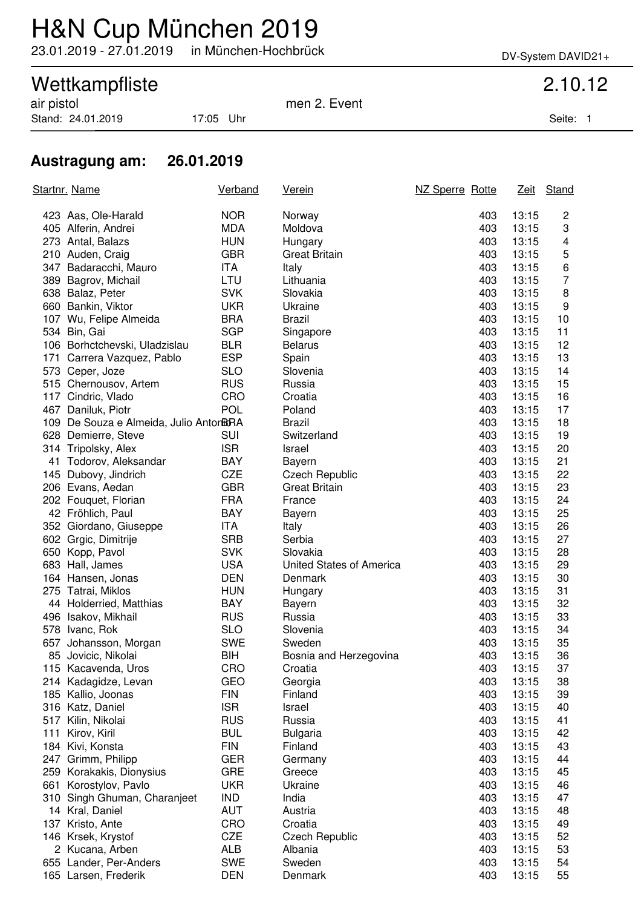# H&N Cup München 2019

23.01.2019 - 27.01.2019 in München-Hochbrück

DV-System DAVID21+

## Wettkampfliste

2.10.12

air pistol men 2. Event

Stand: 24.01.2019 17:05 Uhr

### Austragung am: 26.01.2019

| Startnr. | Name | Verband | Verein | NZ Sperre | Rotte | Zeit | Stand |
|---|---|---|---|---|---|---|---|
| 423 | Aas, Ole-Harald | NOR | Norway | | 403 | 13:15 | 2 |
| 405 | Alferin, Andrei | MDA | Moldova | | 403 | 13:15 | 3 |
| 273 | Antal, Balazs | HUN | Hungary | | 403 | 13:15 | 4 |
| 210 | Auden, Craig | GBR | Great Britain | | 403 | 13:15 | 5 |
| 347 | Badaracchi, Mauro | ITA | Italy | | 403 | 13:15 | 6 |
| 389 | Bagrov, Michail | LTU | Lithuania | | 403 | 13:15 | 7 |
| 638 | Balaz, Peter | SVK | Slovakia | | 403 | 13:15 | 8 |
| 660 | Bankin, Viktor | UKR | Ukraine | | 403 | 13:15 | 9 |
| 107 | Wu, Felipe Almeida | BRA | Brazil | | 403 | 13:15 | 10 |
| 534 | Bin, Gai | SGP | Singapore | | 403 | 13:15 | 11 |
| 106 | Borhctchevski, Uladzislau | BLR | Belarus | | 403 | 13:15 | 12 |
| 171 | Carrera Vazquez, Pablo | ESP | Spain | | 403 | 13:15 | 13 |
| 573 | Ceper, Joze | SLO | Slovenia | | 403 | 13:15 | 14 |
| 515 | Chernousov, Artem | RUS | Russia | | 403 | 13:15 | 15 |
| 117 | Cindric, Vlado | CRO | Croatia | | 403 | 13:15 | 16 |
| 467 | Daniluk, Piotr | POL | Poland | | 403 | 13:15 | 17 |
| 109 | De Souza e Almeida, Julio Antonio | BRA | Brazil | | 403 | 13:15 | 18 |
| 628 | Demierre, Steve | SUI | Switzerland | | 403 | 13:15 | 19 |
| 314 | Tripolsky, Alex | ISR | Israel | | 403 | 13:15 | 20 |
| 41 | Todorov, Aleksandar | BAY | Bayern | | 403 | 13:15 | 21 |
| 145 | Dubovy, Jindrich | CZE | Czech Republic | | 403 | 13:15 | 22 |
| 206 | Evans, Aedan | GBR | Great Britain | | 403 | 13:15 | 23 |
| 202 | Fouquet, Florian | FRA | France | | 403 | 13:15 | 24 |
| 42 | Fröhlich, Paul | BAY | Bayern | | 403 | 13:15 | 25 |
| 352 | Giordano, Giuseppe | ITA | Italy | | 403 | 13:15 | 26 |
| 602 | Grgic, Dimitrije | SRB | Serbia | | 403 | 13:15 | 27 |
| 650 | Kopp, Pavol | SVK | Slovakia | | 403 | 13:15 | 28 |
| 683 | Hall, James | USA | United States of America | | 403 | 13:15 | 29 |
| 164 | Hansen, Jonas | DEN | Denmark | | 403 | 13:15 | 30 |
| 275 | Tatrai, Miklos | HUN | Hungary | | 403 | 13:15 | 31 |
| 44 | Holderried, Matthias | BAY | Bayern | | 403 | 13:15 | 32 |
| 496 | Isakov, Mikhail | RUS | Russia | | 403 | 13:15 | 33 |
| 578 | Ivanc, Rok | SLO | Slovenia | | 403 | 13:15 | 34 |
| 657 | Johansson, Morgan | SWE | Sweden | | 403 | 13:15 | 35 |
| 85 | Jovicic, Nikolai | BIH | Bosnia and Herzegovina | | 403 | 13:15 | 36 |
| 115 | Kacavenda, Uros | CRO | Croatia | | 403 | 13:15 | 37 |
| 214 | Kadagidze, Levan | GEO | Georgia | | 403 | 13:15 | 38 |
| 185 | Kallio, Joonas | FIN | Finland | | 403 | 13:15 | 39 |
| 316 | Katz, Daniel | ISR | Israel | | 403 | 13:15 | 40 |
| 517 | Kilin, Nikolai | RUS | Russia | | 403 | 13:15 | 41 |
| 111 | Kirov, Kiril | BUL | Bulgaria | | 403 | 13:15 | 42 |
| 184 | Kivi, Konsta | FIN | Finland | | 403 | 13:15 | 43 |
| 247 | Grimm, Philipp | GER | Germany | | 403 | 13:15 | 44 |
| 259 | Korakakis, Dionysius | GRE | Greece | | 403 | 13:15 | 45 |
| 661 | Korostylov, Pavlo | UKR | Ukraine | | 403 | 13:15 | 46 |
| 310 | Singh Ghuman, Charanjeet | IND | India | | 403 | 13:15 | 47 |
| 14 | Kral, Daniel | AUT | Austria | | 403 | 13:15 | 48 |
| 137 | Kristo, Ante | CRO | Croatia | | 403 | 13:15 | 49 |
| 146 | Krsek, Krystof | CZE | Czech Republic | | 403 | 13:15 | 52 |
| 2 | Kucana, Arben | ALB | Albania | | 403 | 13:15 | 53 |
| 655 | Lander, Per-Anders | SWE | Sweden | | 403 | 13:15 | 54 |
| 165 | Larsen, Frederik | DEN | Denmark | | 403 | 13:15 | 55 |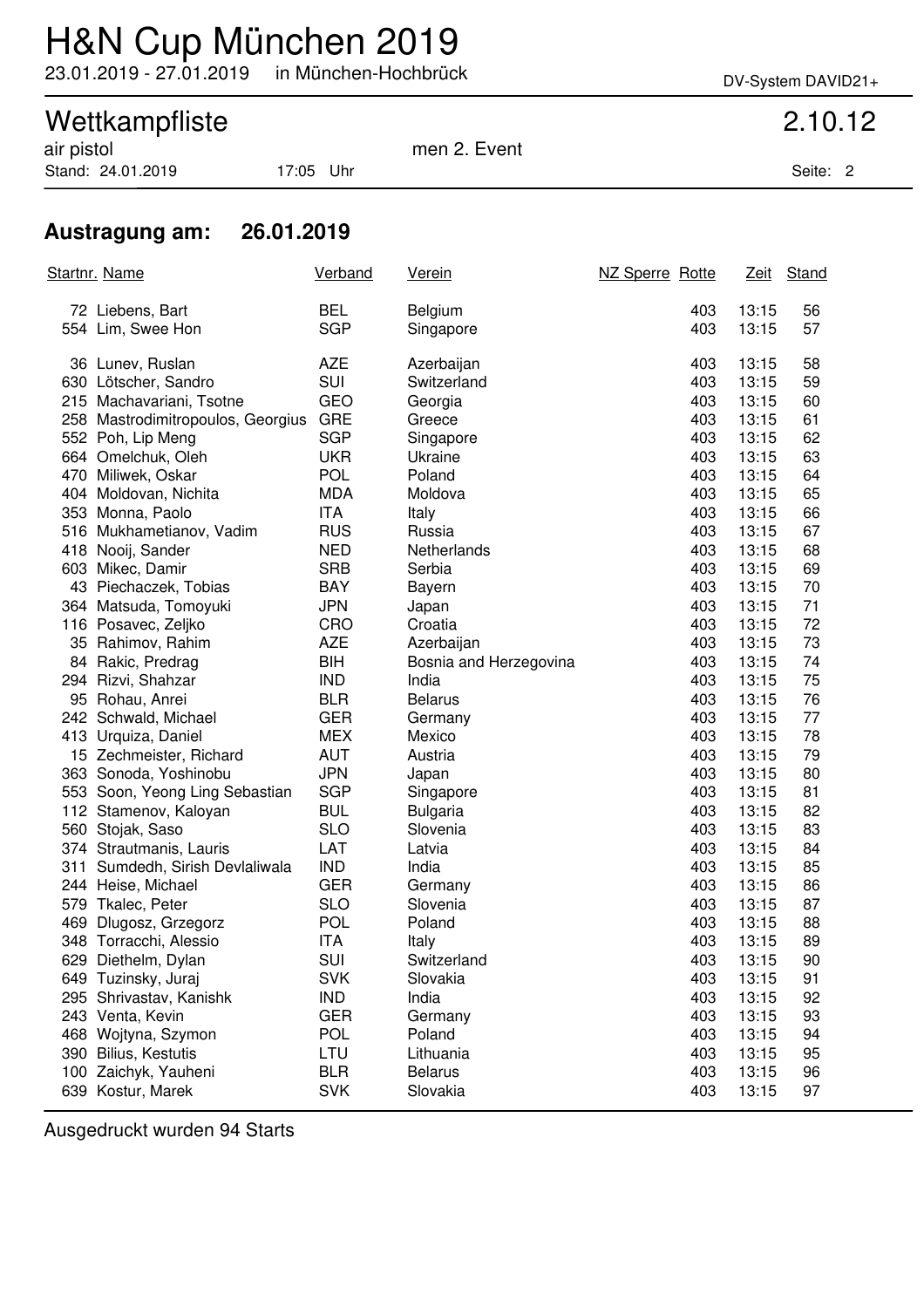# H&N Cup München 2019

23.01.2019 - 27.01.2019 in München-Hochbrück

DV-System DAVID21+

## Wettkampfliste 2.10.12

air pistol men 2. Event

Stand: 24.01.2019 17:05 Uhr

### Austragung am: 26.01.2019

| Startnr. | Name | Verband | Verein | NZ Sperre | Rotte | Zeit | Stand |
|---|---|---|---|---|---|---|---|
| 72 | Liebens, Bart | BEL | Belgium | | 403 | 13:15 | 56 |
| 554 | Lim, Swee Hon | SGP | Singapore | | 403 | 13:15 | 57 |
| 36 | Lunev, Ruslan | AZE | Azerbaijan | | 403 | 13:15 | 58 |
| 630 | Lötscher, Sandro | SUI | Switzerland | | 403 | 13:15 | 59 |
| 215 | Machavariani, Tsotne | GEO | Georgia | | 403 | 13:15 | 60 |
| 258 | Mastrodimitropoulos, Georgius | GRE | Greece | | 403 | 13:15 | 61 |
| 552 | Poh, Lip Meng | SGP | Singapore | | 403 | 13:15 | 62 |
| 664 | Omelchuk, Oleh | UKR | Ukraine | | 403 | 13:15 | 63 |
| 470 | Miliwek, Oskar | POL | Poland | | 403 | 13:15 | 64 |
| 404 | Moldovan, Nichita | MDA | Moldova | | 403 | 13:15 | 65 |
| 353 | Monna, Paolo | ITA | Italy | | 403 | 13:15 | 66 |
| 516 | Mukhametianov, Vadim | RUS | Russia | | 403 | 13:15 | 67 |
| 418 | Nooij, Sander | NED | Netherlands | | 403 | 13:15 | 68 |
| 603 | Mikec, Damir | SRB | Serbia | | 403 | 13:15 | 69 |
| 43 | Piechaczek, Tobias | BAY | Bayern | | 403 | 13:15 | 70 |
| 364 | Matsuda, Tomoyuki | JPN | Japan | | 403 | 13:15 | 71 |
| 116 | Posavec, Zeljko | CRO | Croatia | | 403 | 13:15 | 72 |
| 35 | Rahimov, Rahim | AZE | Azerbaijan | | 403 | 13:15 | 73 |
| 84 | Rakic, Predrag | BIH | Bosnia and Herzegovina | | 403 | 13:15 | 74 |
| 294 | Rizvi, Shahzar | IND | India | | 403 | 13:15 | 75 |
| 95 | Rohau, Anrei | BLR | Belarus | | 403 | 13:15 | 76 |
| 242 | Schwald, Michael | GER | Germany | | 403 | 13:15 | 77 |
| 413 | Urquiza, Daniel | MEX | Mexico | | 403 | 13:15 | 78 |
| 15 | Zechmeister, Richard | AUT | Austria | | 403 | 13:15 | 79 |
| 363 | Sonoda, Yoshinobu | JPN | Japan | | 403 | 13:15 | 80 |
| 553 | Soon, Yeong Ling Sebastian | SGP | Singapore | | 403 | 13:15 | 81 |
| 112 | Stamenov, Kaloyan | BUL | Bulgaria | | 403 | 13:15 | 82 |
| 560 | Stojak, Saso | SLO | Slovenia | | 403 | 13:15 | 83 |
| 374 | Strautmanis, Lauris | LAT | Latvia | | 403 | 13:15 | 84 |
| 311 | Sumdedh, Sirish Devlaliwala | IND | India | | 403 | 13:15 | 85 |
| 244 | Heise, Michael | GER | Germany | | 403 | 13:15 | 86 |
| 579 | Tkalec, Peter | SLO | Slovenia | | 403 | 13:15 | 87 |
| 469 | Dlugosz, Grzegorz | POL | Poland | | 403 | 13:15 | 88 |
| 348 | Torracchi, Alessio | ITA | Italy | | 403 | 13:15 | 89 |
| 629 | Diethelm, Dylan | SUI | Switzerland | | 403 | 13:15 | 90 |
| 649 | Tuzinsky, Juraj | SVK | Slovakia | | 403 | 13:15 | 91 |
| 295 | Shrivastav, Kanishk | IND | India | | 403 | 13:15 | 92 |
| 243 | Venta, Kevin | GER | Germany | | 403 | 13:15 | 93 |
| 468 | Wojtyna, Szymon | POL | Poland | | 403 | 13:15 | 94 |
| 390 | Bilius, Kestutis | LTU | Lithuania | | 403 | 13:15 | 95 |
| 100 | Zaichyk, Yauheni | BLR | Belarus | | 403 | 13:15 | 96 |
| 639 | Kostur, Marek | SVK | Slovakia | | 403 | 13:15 | 97 |

Ausgedruckt wurden 94 Starts